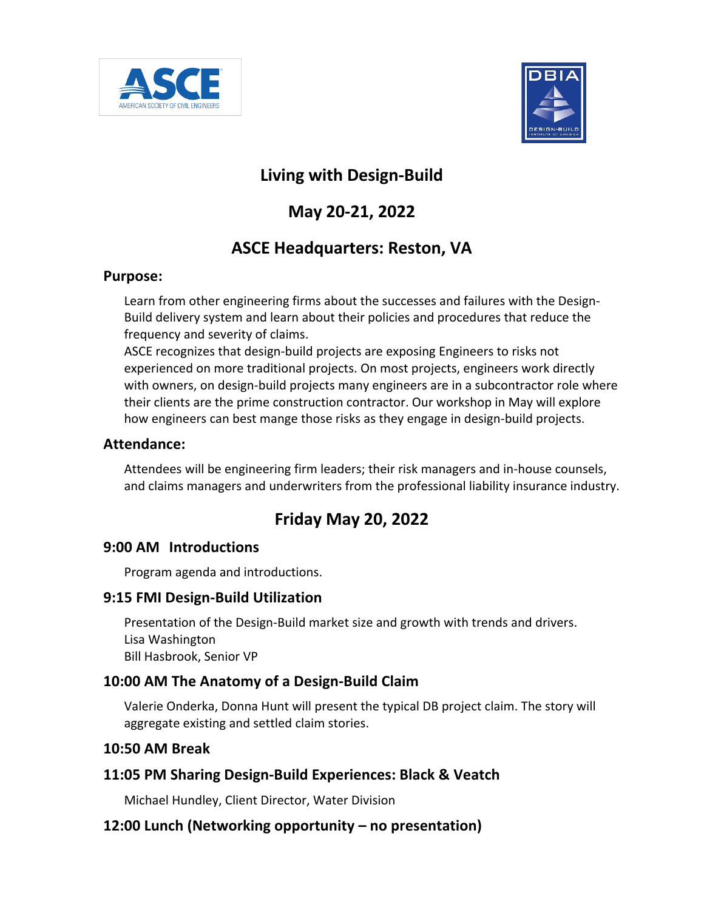# Living with Design-Build

## May 20-21, 2022

## ASCE Headquarters: Reston, VA

### Purpose:

Learn from other engineering firms about the successes and failures with the Design-Build delivery system and learn about their policies and procedures that reduce the frequency and severity of claims.

ASCE recognizes that design-build projects are exposing Engineers to risks not experienced on more traditional projects. On most projects, engineers work directly with owners, on design-build projects many engineers are in a subcontractor role where their clients are the prime construction contractor. Our workshop in May will explore how engineers can best mange those risks as they engage in design-build projects.

### Attendance:

Attendees will be engineering firm leaders; their risk managers and in-house counsels, and claims managers and underwriters from the professional liability insurance industry.

## Friday May 20, 2022

### 9:00 AM Introductions

Program agenda and introductions.

### 9:15 FMI Design-Build Utilization

Presentation of the Design-Build market size and growth with trends and drivers.
Lisa Washington
Bill Hasbrook, Senior VP

### 10:00 AM The Anatomy of a Design-Build Claim

Valerie Onderka, Donna Hunt will present the typical DB project claim. The story will aggregate existing and settled claim stories.

### 10:50 AM Break

### 11:05 PM Sharing Design-Build Experiences: Black & Veatch

Michael Hundley, Client Director, Water Division

### 12:00 Lunch (Networking opportunity – no presentation)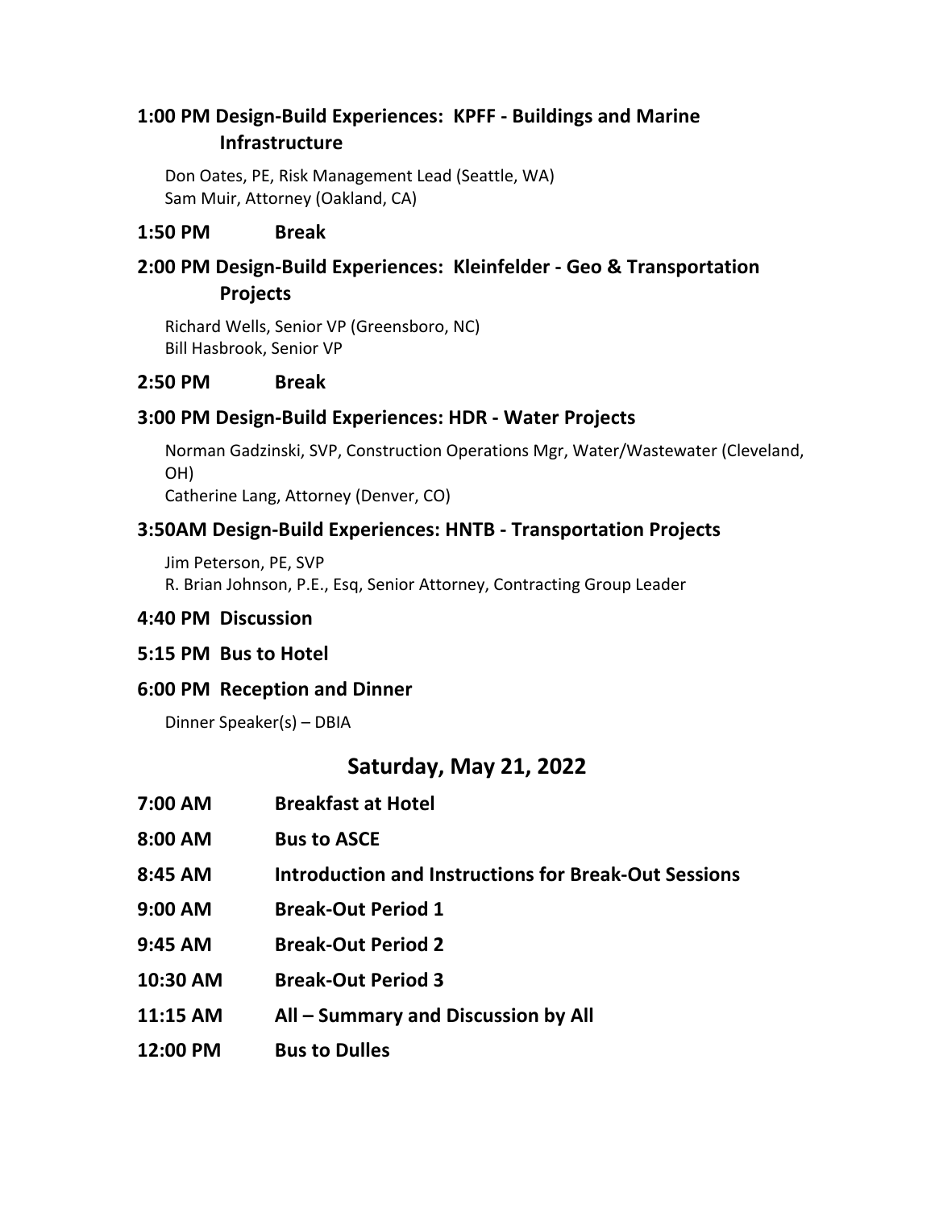**1:00 PM Design-Build Experiences: KPFF - Buildings and Marine Infrastructure**

Don Oates, PE, Risk Management Lead (Seattle, WA)
Sam Muir, Attorney (Oakland, CA)

**1:50 PM Break**

**2:00 PM Design-Build Experiences: Kleinfelder - Geo & Transportation Projects**

Richard Wells, Senior VP (Greensboro, NC)
Bill Hasbrook, Senior VP

**2:50 PM Break**

**3:00 PM Design-Build Experiences: HDR - Water Projects**

Norman Gadzinski, SVP, Construction Operations Mgr, Water/Wastewater (Cleveland, OH)
Catherine Lang, Attorney (Denver, CO)

**3:50AM Design-Build Experiences: HNTB - Transportation Projects**

Jim Peterson, PE, SVP
R. Brian Johnson, P.E., Esq, Senior Attorney, Contracting Group Leader

**4:40 PM Discussion**

**5:15 PM Bus to Hotel**

**6:00 PM Reception and Dinner**

Dinner Speaker(s) – DBIA

## Saturday, May 21, 2022

**7:00 AM Breakfast at Hotel**

**8:00 AM Bus to ASCE**

**8:45 AM Introduction and Instructions for Break-Out Sessions**

**9:00 AM Break-Out Period 1**

**9:45 AM Break-Out Period 2**

**10:30 AM Break-Out Period 3**

**11:15 AM All – Summary and Discussion by All**

**12:00 PM Bus to Dulles**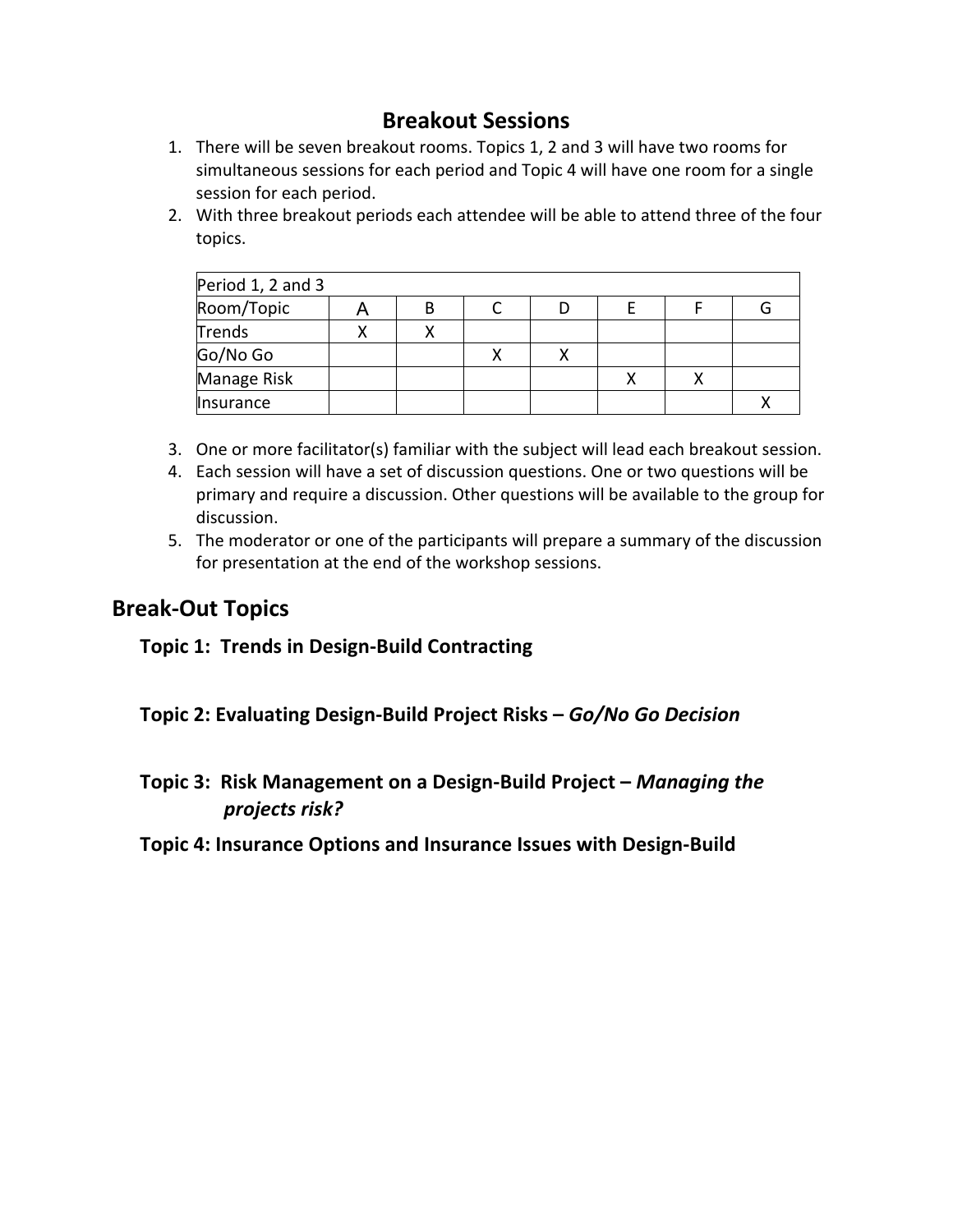## Breakout Sessions

1. There will be seven breakout rooms. Topics 1, 2 and 3 will have two rooms for simultaneous sessions for each period and Topic 4 will have one room for a single session for each period.
2. With three breakout periods each attendee will be able to attend three of the four topics.

| Period 1, 2 and 3 | | | | | | | |
|---|---|---|---|---|---|---|---|
| Room/Topic | A | B | C | D | E | F | G |
| Trends | X | X | | | | | |
| Go/No Go | | | X | X | | | |
| Manage Risk | | | | | X | X | |
| Insurance | | | | | | | X |

3. One or more facilitator(s) familiar with the subject will lead each breakout session.
4. Each session will have a set of discussion questions. One or two questions will be primary and require a discussion. Other questions will be available to the group for discussion.
5. The moderator or one of the participants will prepare a summary of the discussion for presentation at the end of the workshop sessions.

## Break-Out Topics

### Topic 1: Trends in Design-Build Contracting

### Topic 2: Evaluating Design-Build Project Risks – *Go/No Go Decision*

### Topic 3: Risk Management on a Design-Build Project – *Managing the projects risk?*

### Topic 4: Insurance Options and Insurance Issues with Design-Build